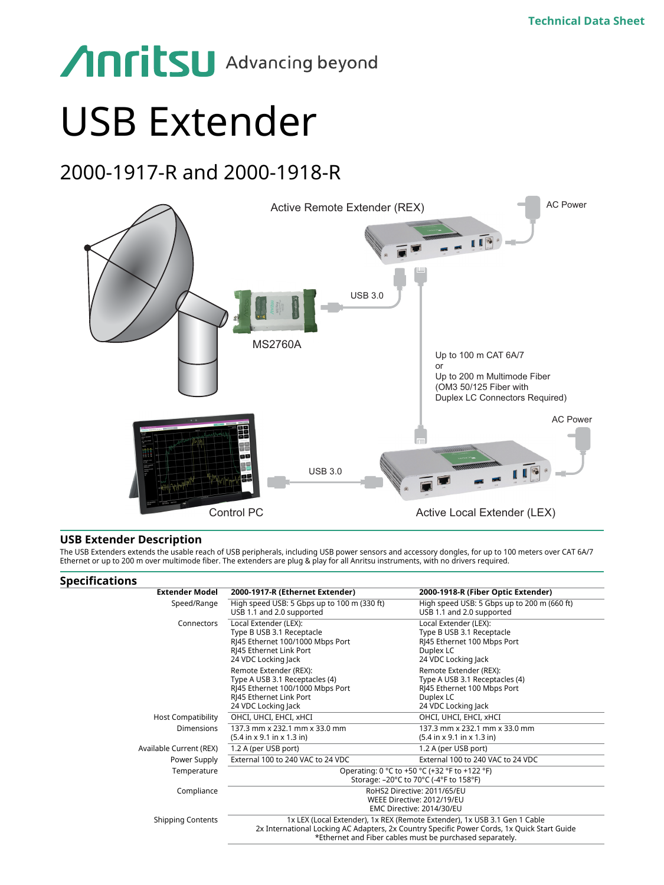Technical Data Sheet

# USB Extender

## 2000-1917-R and 2000-1918-R

Active Remote Extender (REX)

AC Power

USB 3.0

MS2760A

Up to 100 m CAT 6A/7
or
Up to 200 m Multimode Fiber
(OM3 50/125 Fiber with
Duplex LC Connectors Required)

AC Power

USB 3.0

Control PC

Active Local Extender (LEX)

## USB Extender Description

The USB Extenders extends the usable reach of USB peripherals, including USB power sensors and accessory dongles, for up to 100 meters over CAT 6A/7 Ethernet or up to 200 m over multimode fiber. The extenders are plug & play for all Anritsu instruments, with no drivers required.

## Specifications

| Extender Model | 2000-1917-R (Ethernet Extender) | 2000-1918-R (Fiber Optic Extender) |
|---|---|---|
| Speed/Range | High speed USB: 5 Gbps up to 100 m (330 ft)<br>USB 1.1 and 2.0 supported | High speed USB: 5 Gbps up to 200 m (660 ft)<br>USB 1.1 and 2.0 supported |
| Connectors | Local Extender (LEX):<br>Type B USB 3.1 Receptacle<br>RJ45 Ethernet 100/1000 Mbps Port<br>RJ45 Ethernet Link Port<br>24 VDC Locking Jack<br><br>Remote Extender (REX):<br>Type A USB 3.1 Receptacles (4)<br>RJ45 Ethernet 100/1000 Mbps Port<br>RJ45 Ethernet Link Port<br>24 VDC Locking Jack | Local Extender (LEX):<br>Type B USB 3.1 Receptacle<br>RJ45 Ethernet 100 Mbps Port<br>Duplex LC<br>24 VDC Locking Jack<br><br>Remote Extender (REX):<br>Type A USB 3.1 Receptacles (4)<br>RJ45 Ethernet 100 Mbps Port<br>Duplex LC<br>24 VDC Locking Jack |
| Host Compatibility | OHCI, UHCI, EHCI, xHCI | OHCI, UHCI, EHCI, xHCI |
| Dimensions | 137.3 mm x 232.1 mm x 33.0 mm<br>(5.4 in x 9.1 in x 1.3 in) | 137.3 mm x 232.1 mm x 33.0 mm<br>(5.4 in x 9.1 in x 1.3 in) |
| Available Current (REX) | 1.2 A (per USB port) | 1.2 A (per USB port) |
| Power Supply | External 100 to 240 VAC to 24 VDC | External 100 to 240 VAC to 24 VDC |
| Temperature | Operating: 0 °C to +50 °C (+32 °F to +122 °F)<br>Storage: –20°C to 70°C (-4°F to 158°F) | |
| Compliance | RoHS2 Directive: 2011/65/EU<br>WEEE Directive: 2012/19/EU<br>EMC Directive: 2014/30/EU | |
| Shipping Contents | 1x LEX (Local Extender), 1x REX (Remote Extender), 1x USB 3.1 Gen 1 Cable<br>2x International Locking AC Adapters, 2x Country Specific Power Cords, 1x Quick Start Guide<br>*Ethernet and Fiber cables must be purchased separately. | |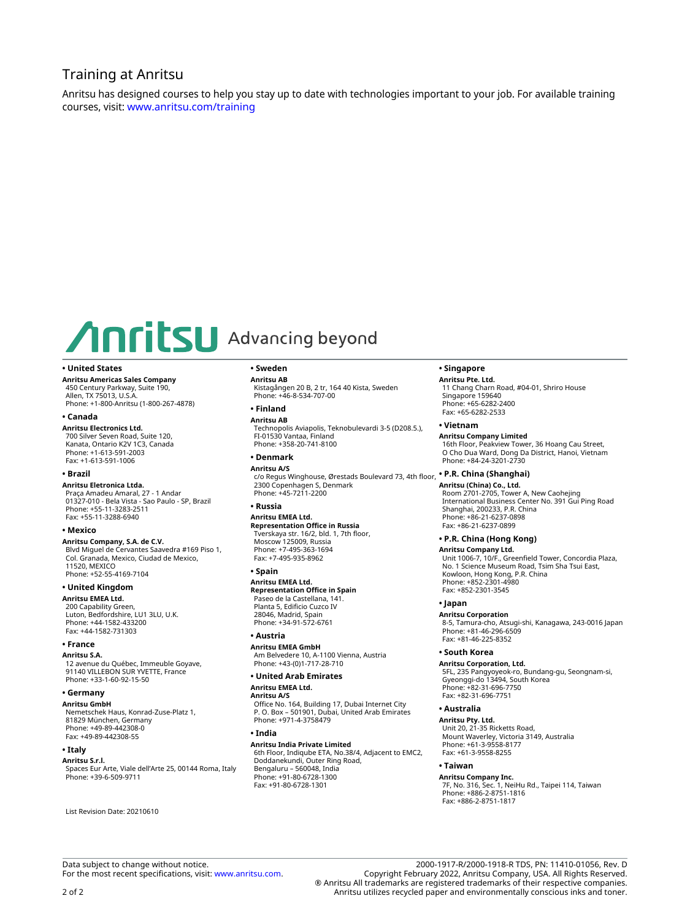## Training at Anritsu

Anritsu has designed courses to help you stay up to date with technologies important to your job. For available training courses, visit: www.anritsu.com/training

Anritsu Advancing beyond

**• United States**

**Anritsu Americas Sales Company**
450 Century Parkway, Suite 190,
Allen, TX 75013, U.S.A.
Phone: +1-800-Anritsu (1-800-267-4878)

**• Canada**

**Anritsu Electronics Ltd.**
700 Silver Seven Road, Suite 120,
Kanata, Ontario K2V 1C3, Canada
Phone: +1-613-591-2003
Fax: +1-613-591-1006

**• Brazil**

**Anritsu Eletronica Ltda.**
Praça Amadeu Amaral, 27 - 1 Andar
01327-010 - Bela Vista - Sao Paulo - SP, Brazil
Phone: +55-11-3283-2511
Fax: +55-11-3288-6940

**• Mexico**

**Anritsu Company, S.A. de C.V.**
Blvd Miguel de Cervantes Saavedra #169 Piso 1,
Col. Granada, Mexico, Ciudad de Mexico,
11520, MEXICO
Phone: +52-55-4169-7104

**• United Kingdom**

**Anritsu EMEA Ltd.**
200 Capability Green,
Luton, Bedfordshire, LU1 3LU, U.K.
Phone: +44-1582-433200
Fax: +44-1582-731303

**• France**

**Anritsu S.A.**
12 avenue du Québec, Immeuble Goyave,
91140 VILLEBON SUR YVETTE, France
Phone: +33-1-60-92-15-50

**• Germany**

**Anritsu GmbH**
Nemetschek Haus, Konrad-Zuse-Platz 1,
81829 München, Germany
Phone: +49-89-442308-0
Fax: +49-89-442308-55

**• Italy**

**Anritsu S.r.l.**
Spaces Eur Arte, Viale dell'Arte 25, 00144 Roma, Italy
Phone: +39-6-509-9711

**• Sweden**

**Anritsu AB**
Kistagången 20 B, 2 tr, 164 40 Kista, Sweden
Phone: +46-8-534-707-00

**• Finland**

**Anritsu AB**
Technopolis Aviapolis, Teknobulevardi 3-5 (D208.5.),
FI-01530 Vantaa, Finland
Phone: +358-20-741-8100

**• Denmark**

**Anritsu A/S**
c/o Regus Winghouse, Ørestads Boulevard 73, 4th floor,
2300 Copenhagen S, Denmark
Phone: +45-7211-2200

**• Russia**

**Anritsu EMEA Ltd.**
**Representation Office in Russia**
Tverskaya str. 16/2, bld. 1, 7th floor,
Moscow 125009, Russia
Phone: +7-495-363-1694
Fax: +7-495-935-8962

**• Spain**

**Anritsu EMEA Ltd.**
**Representation Office in Spain**
Paseo de la Castellana, 141.
Planta 5, Edificio Cuzco IV
28046, Madrid, Spain
Phone: +34-91-572-6761

**• Austria**

**Anritsu EMEA GmbH**
Am Belvedere 10, A-1100 Vienna, Austria
Phone: +43-(0)1-717-28-710

**• United Arab Emirates**

**Anritsu EMEA Ltd.**
**Anritsu A/S**
Office No. 164, Building 17, Dubai Internet City
P. O. Box – 501901, Dubai, United Arab Emirates
Phone: +971-4-3758479

**• India**

**Anritsu India Private Limited**
6th Floor, Indiqube ETA, No.38/4, Adjacent to EMC2,
Doddanekundi, Outer Ring Road,
Bengaluru – 560048, India
Phone: +91-80-6728-1300
Fax: +91-80-6728-1301

**• Singapore**

**Anritsu Pte. Ltd.**
11 Chang Charn Road, #04-01, Shriro House
Singapore 159640
Phone: +65-6282-2400
Fax: +65-6282-2533

**• Vietnam**

**Anritsu Company Limited**
16th Floor, Peakview Tower, 36 Hoang Cau Street,
O Cho Dua Ward, Dong Da District, Hanoi, Vietnam
Phone: +84-24-3201-2730

**• P.R. China (Shanghai)**

**Anritsu (China) Co., Ltd.**
Room 2701-2705, Tower A, New Caohejing
International Business Center No. 391 Gui Ping Road
Shanghai, 200233, P.R. China
Phone: +86-21-6237-0898
Fax: +86-21-6237-0899

**• P.R. China (Hong Kong)**

**Anritsu Company Ltd.**
Unit 1006-7, 10/F., Greenfield Tower, Concordia Plaza,
No. 1 Science Museum Road, Tsim Sha Tsui East,
Kowloon, Hong Kong, P.R. China
Phone: +852-2301-4980
Fax: +852-2301-3545

**• Japan**

**Anritsu Corporation**
8-5, Tamura-cho, Atsugi-shi, Kanagawa, 243-0016 Japan
Phone: +81-46-296-6509
Fax: +81-46-225-8352

**• South Korea**

**Anritsu Corporation, Ltd.**
5FL, 235 Pangyoyeok-ro, Bundang-gu, Seongnam-si,
Gyeonggi-do 13494, South Korea
Phone: +82-31-696-7750
Fax: +82-31-696-7751

**• Australia**

**Anritsu Pty. Ltd.**
Unit 20, 21-35 Ricketts Road,
Mount Waverley, Victoria 3149, Australia
Phone: +61-3-9558-8177
Fax: +61-3-9558-8255

**• Taiwan**

**Anritsu Company Inc.**
7F, No. 316, Sec. 1, NeiHu Rd., Taipei 114, Taiwan
Phone: +886-2-8751-1816
Fax: +886-2-8751-1817

List Revision Date: 20210610

Data subject to change without notice.
For the most recent specifications, visit: www.anritsu.com.

2000-1917-R/2000-1918-R TDS, PN: 11410-01056, Rev. D
Copyright February 2022, Anritsu Company, USA. All Rights Reserved.
® Anritsu All trademarks are registered trademarks of their respective companies.
Anritsu utilizes recycled paper and environmentally conscious inks and toner.